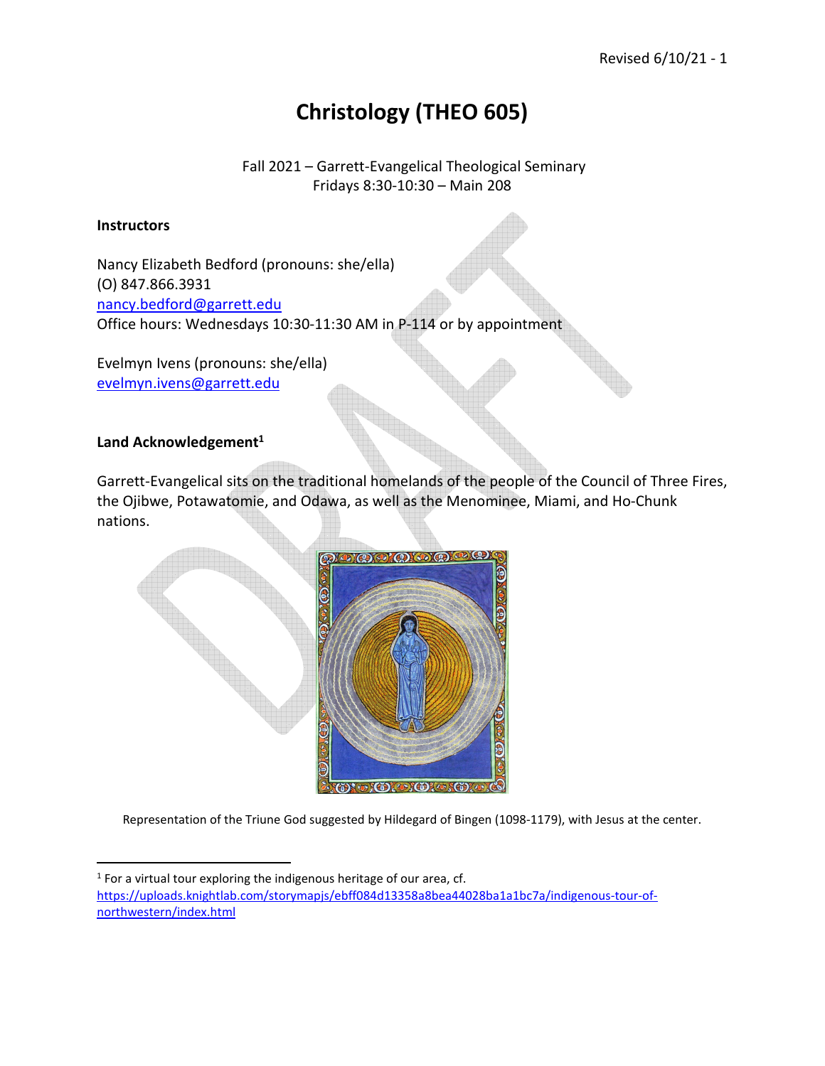# Christology (THEO 605)

Fall 2021 – Garrett-Evangelical Theological Seminary
Fridays 8:30-10:30 – Main 208

**Instructors**

Nancy Elizabeth Bedford (pronouns: she/ella)
(O) 847.866.3931
nancy.bedford@garrett.edu
Office hours: Wednesdays 10:30-11:30 AM in P-114 or by appointment

Evelmyn Ivens (pronouns: she/ella)
evelmyn.ivens@garrett.edu

**Land Acknowledgement**[1]

Garrett-Evangelical sits on the traditional homelands of the people of the Council of Three Fires, the Ojibwe, Potawatomie, and Odawa, as well as the Menominee, Miami, and Ho-Chunk nations.

Representation of the Triune God suggested by Hildegard of Bingen (1098-1179), with Jesus at the center.

[1] For a virtual tour exploring the indigenous heritage of our area, cf. https://uploads.knightlab.com/storymapjs/ebff084d13358a8bea44028ba1a1bc7a/indigenous-tour-of-northwestern/index.html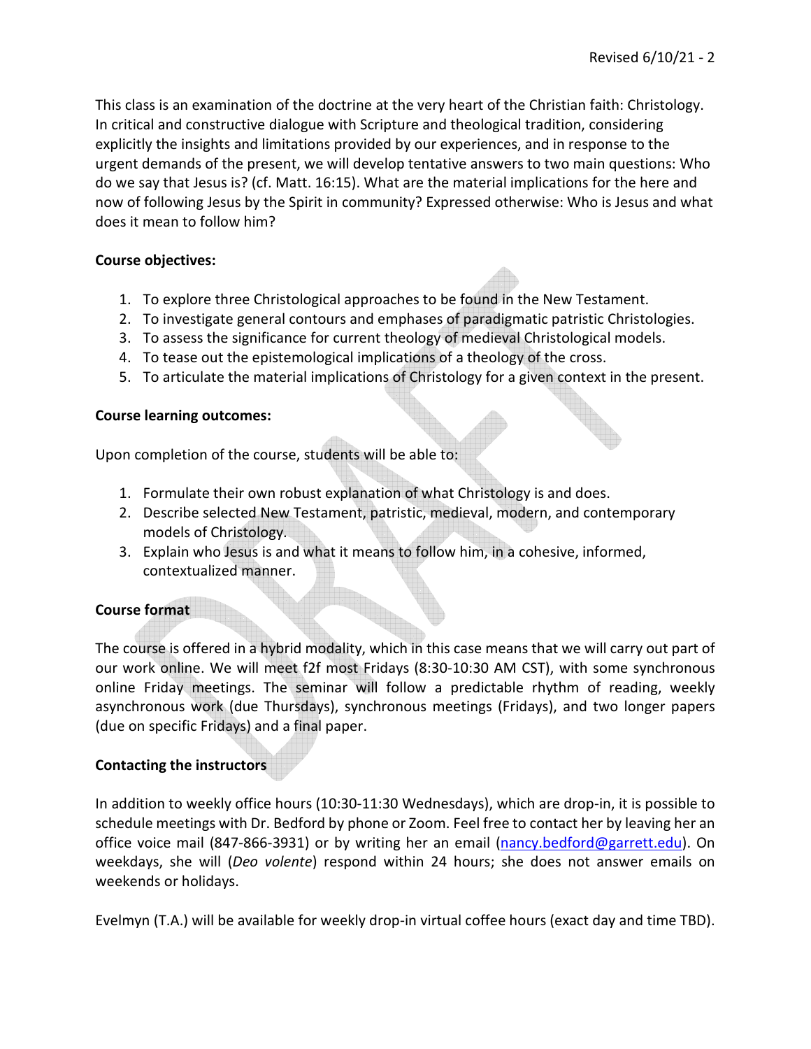This class is an examination of the doctrine at the very heart of the Christian faith: Christology. In critical and constructive dialogue with Scripture and theological tradition, considering explicitly the insights and limitations provided by our experiences, and in response to the urgent demands of the present, we will develop tentative answers to two main questions: Who do we say that Jesus is? (cf. Matt. 16:15). What are the material implications for the here and now of following Jesus by the Spirit in community? Expressed otherwise: Who is Jesus and what does it mean to follow him?

**Course objectives:**

1. To explore three Christological approaches to be found in the New Testament.
2. To investigate general contours and emphases of paradigmatic patristic Christologies.
3. To assess the significance for current theology of medieval Christological models.
4. To tease out the epistemological implications of a theology of the cross.
5. To articulate the material implications of Christology for a given context in the present.

**Course learning outcomes:**

Upon completion of the course, students will be able to:

1. Formulate their own robust explanation of what Christology is and does.
2. Describe selected New Testament, patristic, medieval, modern, and contemporary models of Christology.
3. Explain who Jesus is and what it means to follow him, in a cohesive, informed, contextualized manner.

**Course format**

The course is offered in a hybrid modality, which in this case means that we will carry out part of our work online. We will meet f2f most Fridays (8:30-10:30 AM CST), with some synchronous online Friday meetings. The seminar will follow a predictable rhythm of reading, weekly asynchronous work (due Thursdays), synchronous meetings (Fridays), and two longer papers (due on specific Fridays) and a final paper.

**Contacting the instructors**

In addition to weekly office hours (10:30-11:30 Wednesdays), which are drop-in, it is possible to schedule meetings with Dr. Bedford by phone or Zoom. Feel free to contact her by leaving her an office voice mail (847-866-3931) or by writing her an email (nancy.bedford@garrett.edu). On weekdays, she will (*Deo volente*) respond within 24 hours; she does not answer emails on weekends or holidays.

Evelmyn (T.A.) will be available for weekly drop-in virtual coffee hours (exact day and time TBD).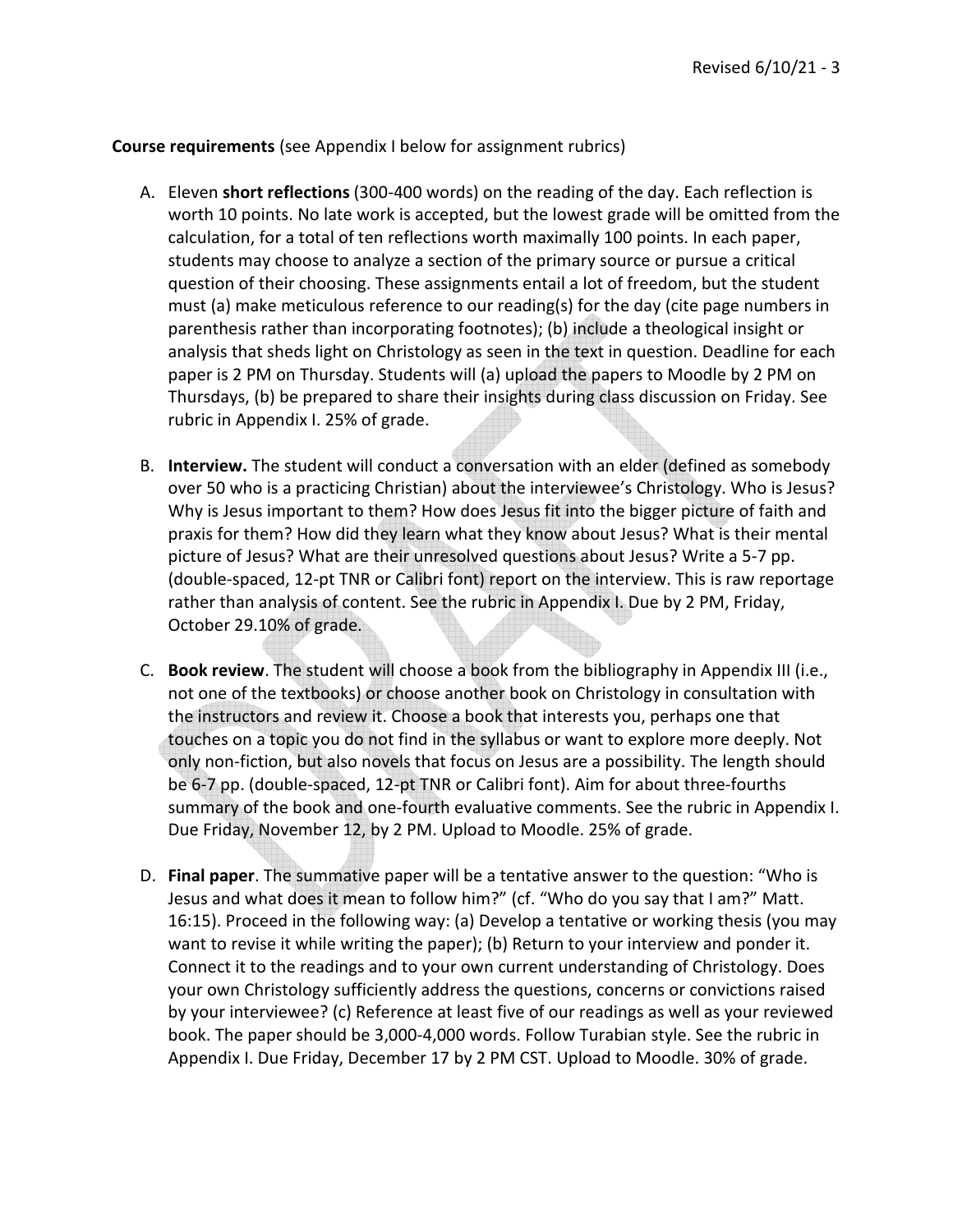**Course requirements** (see Appendix I below for assignment rubrics)

A. Eleven **short reflections** (300-400 words) on the reading of the day. Each reflection is worth 10 points. No late work is accepted, but the lowest grade will be omitted from the calculation, for a total of ten reflections worth maximally 100 points. In each paper, students may choose to analyze a section of the primary source or pursue a critical question of their choosing. These assignments entail a lot of freedom, but the student must (a) make meticulous reference to our reading(s) for the day (cite page numbers in parenthesis rather than incorporating footnotes); (b) include a theological insight or analysis that sheds light on Christology as seen in the text in question. Deadline for each paper is 2 PM on Thursday. Students will (a) upload the papers to Moodle by 2 PM on Thursdays, (b) be prepared to share their insights during class discussion on Friday. See rubric in Appendix I. 25% of grade.

B. **Interview.** The student will conduct a conversation with an elder (defined as somebody over 50 who is a practicing Christian) about the interviewee's Christology. Who is Jesus? Why is Jesus important to them? How does Jesus fit into the bigger picture of faith and praxis for them? How did they learn what they know about Jesus? What is their mental picture of Jesus? What are their unresolved questions about Jesus? Write a 5-7 pp. (double-spaced, 12-pt TNR or Calibri font) report on the interview. This is raw reportage rather than analysis of content. See the rubric in Appendix I. Due by 2 PM, Friday, October 29.10% of grade.

C. **Book review**. The student will choose a book from the bibliography in Appendix III (i.e., not one of the textbooks) or choose another book on Christology in consultation with the instructors and review it. Choose a book that interests you, perhaps one that touches on a topic you do not find in the syllabus or want to explore more deeply. Not only non-fiction, but also novels that focus on Jesus are a possibility. The length should be 6-7 pp. (double-spaced, 12-pt TNR or Calibri font). Aim for about three-fourths summary of the book and one-fourth evaluative comments. See the rubric in Appendix I. Due Friday, November 12, by 2 PM. Upload to Moodle. 25% of grade.

D. **Final paper**. The summative paper will be a tentative answer to the question: "Who is Jesus and what does it mean to follow him?" (cf. "Who do you say that I am?" Matt. 16:15). Proceed in the following way: (a) Develop a tentative or working thesis (you may want to revise it while writing the paper); (b) Return to your interview and ponder it. Connect it to the readings and to your own current understanding of Christology. Does your own Christology sufficiently address the questions, concerns or convictions raised by your interviewee? (c) Reference at least five of our readings as well as your reviewed book. The paper should be 3,000-4,000 words. Follow Turabian style. See the rubric in Appendix I. Due Friday, December 17 by 2 PM CST. Upload to Moodle. 30% of grade.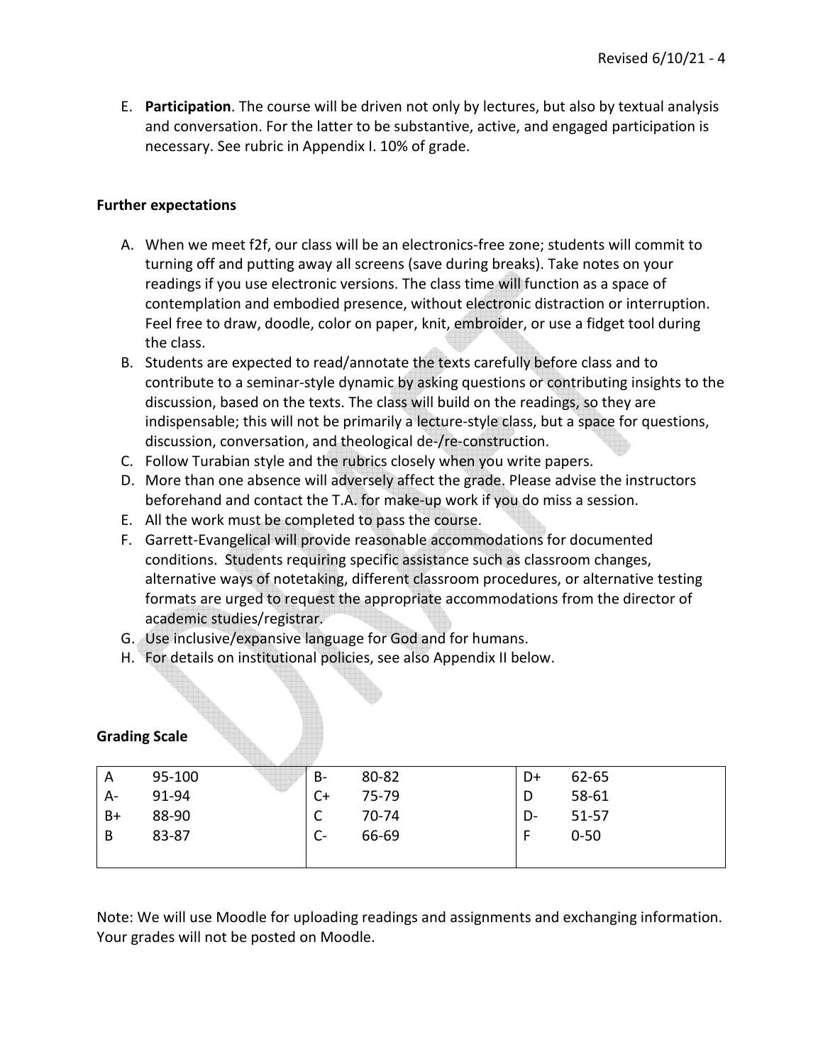E. **Participation**. The course will be driven not only by lectures, but also by textual analysis and conversation. For the latter to be substantive, active, and engaged participation is necessary. See rubric in Appendix I. 10% of grade.

**Further expectations**

A. When we meet f2f, our class will be an electronics-free zone; students will commit to turning off and putting away all screens (save during breaks). Take notes on your readings if you use electronic versions. The class time will function as a space of contemplation and embodied presence, without electronic distraction or interruption. Feel free to draw, doodle, color on paper, knit, embroider, or use a fidget tool during the class.
B. Students are expected to read/annotate the texts carefully before class and to contribute to a seminar-style dynamic by asking questions or contributing insights to the discussion, based on the texts. The class will build on the readings, so they are indispensable; this will not be primarily a lecture-style class, but a space for questions, discussion, conversation, and theological de-/re-construction.
C. Follow Turabian style and the rubrics closely when you write papers.
D. More than one absence will adversely affect the grade. Please advise the instructors beforehand and contact the T.A. for make-up work if you do miss a session.
E. All the work must be completed to pass the course.
F. Garrett-Evangelical will provide reasonable accommodations for documented conditions. Students requiring specific assistance such as classroom changes, alternative ways of notetaking, different classroom procedures, or alternative testing formats are urged to request the appropriate accommodations from the director of academic studies/registrar.
G. Use inclusive/expansive language for God and for humans.
H. For details on institutional policies, see also Appendix II below.

**Grading Scale**

| Grade | Range | Grade | Range | Grade | Range |
|---|---|---|---|---|---|
| A | 95-100 | B- | 80-82 | D+ | 62-65 |
| A- | 91-94 | C+ | 75-79 | D | 58-61 |
| B+ | 88-90 | C | 70-74 | D- | 51-57 |
| B | 83-87 | C- | 66-69 | F | 0-50 |

Note: We will use Moodle for uploading readings and assignments and exchanging information. Your grades will not be posted on Moodle.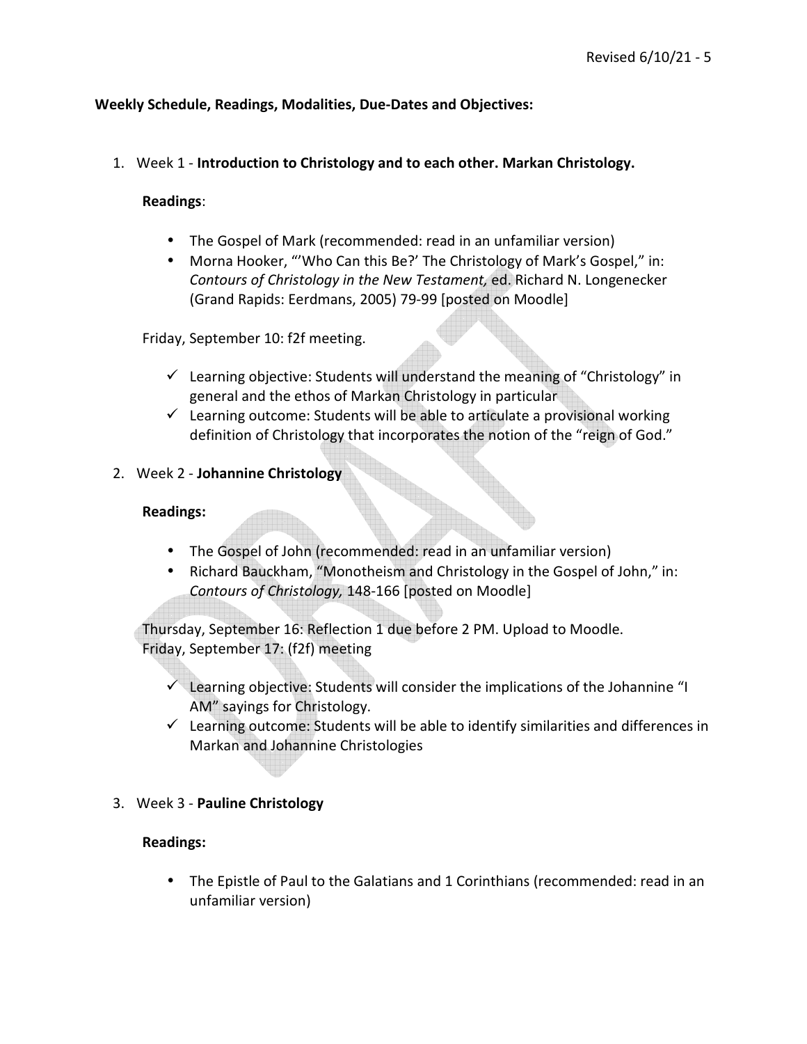**Weekly Schedule, Readings, Modalities, Due-Dates and Objectives:**

1. Week 1 - **Introduction to Christology and to each other. Markan Christology.**

   **Readings**:

   - The Gospel of Mark (recommended: read in an unfamiliar version)
   - Morna Hooker, "'Who Can this Be?' The Christology of Mark's Gospel," in: *Contours of Christology in the New Testament,* ed. Richard N. Longenecker (Grand Rapids: Eerdmans, 2005) 79-99 [posted on Moodle]

   Friday, September 10: f2f meeting.

   - ✓ Learning objective: Students will understand the meaning of "Christology" in general and the ethos of Markan Christology in particular
   - ✓ Learning outcome: Students will be able to articulate a provisional working definition of Christology that incorporates the notion of the "reign of God."

2. Week 2 - **Johannine Christology**

   **Readings:**

   - The Gospel of John (recommended: read in an unfamiliar version)
   - Richard Bauckham, "Monotheism and Christology in the Gospel of John," in: *Contours of Christology,* 148-166 [posted on Moodle]

   Thursday, September 16: Reflection 1 due before 2 PM. Upload to Moodle.
   Friday, September 17: (f2f) meeting

   - ✓ Learning objective: Students will consider the implications of the Johannine "I AM" sayings for Christology.
   - ✓ Learning outcome: Students will be able to identify similarities and differences in Markan and Johannine Christologies

3. Week 3 - **Pauline Christology**

   **Readings:**

   - The Epistle of Paul to the Galatians and 1 Corinthians (recommended: read in an unfamiliar version)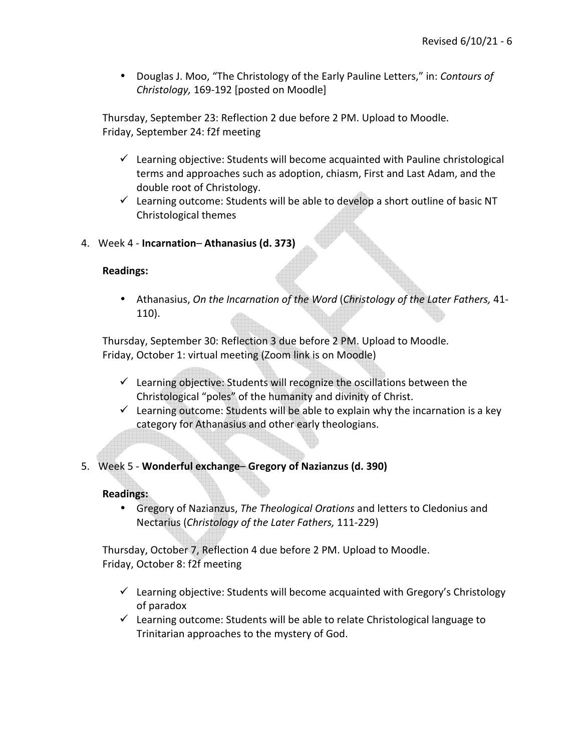- Douglas J. Moo, "The Christology of the Early Pauline Letters," in: *Contours of Christology,* 169-192 [posted on Moodle]

Thursday, September 23: Reflection 2 due before 2 PM. Upload to Moodle.
Friday, September 24: f2f meeting

- ✓ Learning objective: Students will become acquainted with Pauline christological terms and approaches such as adoption, chiasm, First and Last Adam, and the double root of Christology.
- ✓ Learning outcome: Students will be able to develop a short outline of basic NT Christological themes

4. Week 4 - **Incarnation**– **Athanasius (d. 373)**

   **Readings:**

   - Athanasius, *On the Incarnation of the Word* (*Christology of the Later Fathers,* 41-110).

   Thursday, September 30: Reflection 3 due before 2 PM. Upload to Moodle.
   Friday, October 1: virtual meeting (Zoom link is on Moodle)

   - ✓ Learning objective: Students will recognize the oscillations between the Christological "poles" of the humanity and divinity of Christ.
   - ✓ Learning outcome: Students will be able to explain why the incarnation is a key category for Athanasius and other early theologians.

5. Week 5 - **Wonderful exchange**– **Gregory of Nazianzus (d. 390)**

   **Readings:**

   - Gregory of Nazianzus, *The Theological Orations* and letters to Cledonius and Nectarius (*Christology of the Later Fathers,* 111-229)

   Thursday, October 7, Reflection 4 due before 2 PM. Upload to Moodle.
   Friday, October 8: f2f meeting

   - ✓ Learning objective: Students will become acquainted with Gregory's Christology of paradox
   - ✓ Learning outcome: Students will be able to relate Christological language to Trinitarian approaches to the mystery of God.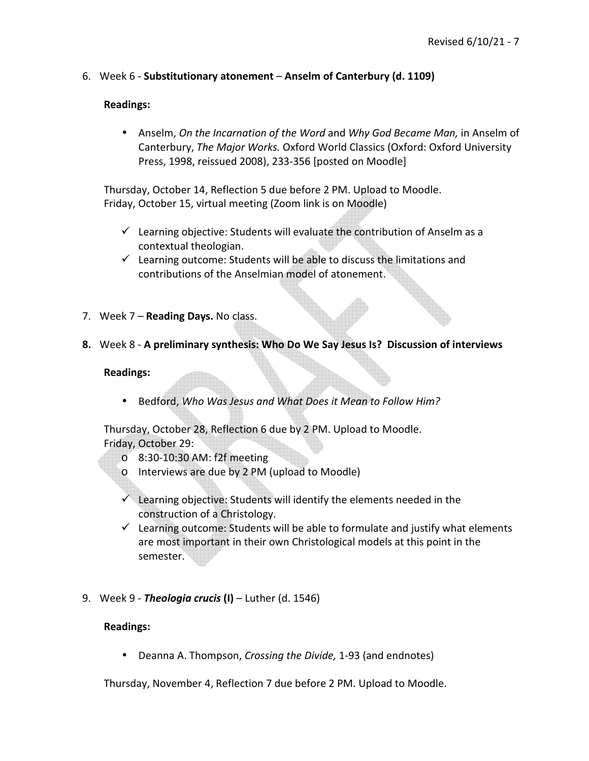6. Week 6 - **Substitutionary atonement** – **Anselm of Canterbury (d. 1109)**

   **Readings:**

   - Anselm, *On the Incarnation of the Word* and *Why God Became Man,* in Anselm of Canterbury, *The Major Works.* Oxford World Classics (Oxford: Oxford University Press, 1998, reissued 2008), 233-356 [posted on Moodle]

   Thursday, October 14, Reflection 5 due before 2 PM. Upload to Moodle.
   Friday, October 15, virtual meeting (Zoom link is on Moodle)

   - ✓ Learning objective: Students will evaluate the contribution of Anselm as a contextual theologian.
   - ✓ Learning outcome: Students will be able to discuss the limitations and contributions of the Anselmian model of atonement.

7. Week 7 – **Reading Days.** No class.

8. Week 8 - **A preliminary synthesis: Who Do We Say Jesus Is? Discussion of interviews**

   **Readings:**

   - Bedford, *Who Was Jesus and What Does it Mean to Follow Him?*

   Thursday, October 28, Reflection 6 due by 2 PM. Upload to Moodle.
   Friday, October 29:
   - 8:30-10:30 AM: f2f meeting
   - Interviews are due by 2 PM (upload to Moodle)

   - ✓ Learning objective: Students will identify the elements needed in the construction of a Christology.
   - ✓ Learning outcome: Students will be able to formulate and justify what elements are most important in their own Christological models at this point in the semester.

9. Week 9 - ***Theologia crucis* (I)** – Luther (d. 1546)

   **Readings:**

   - Deanna A. Thompson, *Crossing the Divide,* 1-93 (and endnotes)

   Thursday, November 4, Reflection 7 due before 2 PM. Upload to Moodle.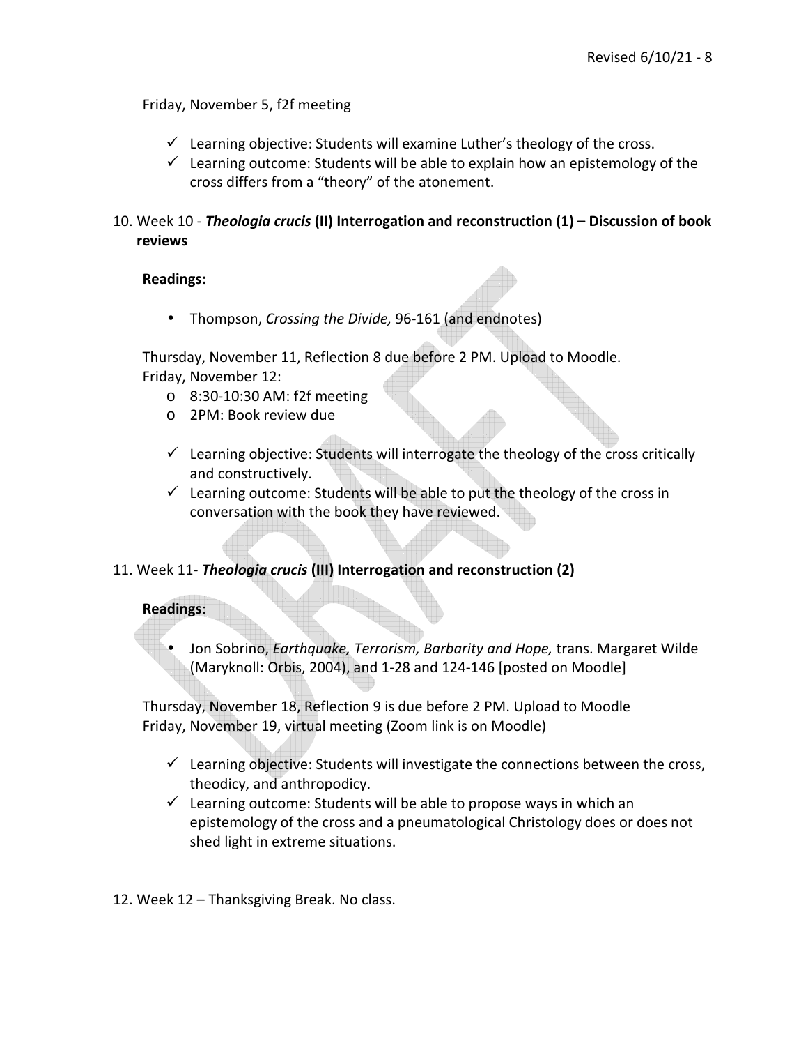Friday, November 5, f2f meeting

- ✓ Learning objective: Students will examine Luther's theology of the cross.
- ✓ Learning outcome: Students will be able to explain how an epistemology of the cross differs from a "theory" of the atonement.

10. Week 10 - ***Theologia crucis* (II) Interrogation and reconstruction (1) – Discussion of book reviews**

**Readings:**

- Thompson, *Crossing the Divide,* 96-161 (and endnotes)

Thursday, November 11, Reflection 8 due before 2 PM. Upload to Moodle.
Friday, November 12:

- 8:30-10:30 AM: f2f meeting
- 2PM: Book review due

- ✓ Learning objective: Students will interrogate the theology of the cross critically and constructively.
- ✓ Learning outcome: Students will be able to put the theology of the cross in conversation with the book they have reviewed.

11. Week 11- ***Theologia crucis* (III) Interrogation and reconstruction (2)**

**Readings**:

- Jon Sobrino, *Earthquake, Terrorism, Barbarity and Hope,* trans. Margaret Wilde (Maryknoll: Orbis, 2004), and 1-28 and 124-146 [posted on Moodle]

Thursday, November 18, Reflection 9 is due before 2 PM. Upload to Moodle
Friday, November 19, virtual meeting (Zoom link is on Moodle)

- ✓ Learning objective: Students will investigate the connections between the cross, theodicy, and anthropodicy.
- ✓ Learning outcome: Students will be able to propose ways in which an epistemology of the cross and a pneumatological Christology does or does not shed light in extreme situations.

12. Week 12 – Thanksgiving Break. No class.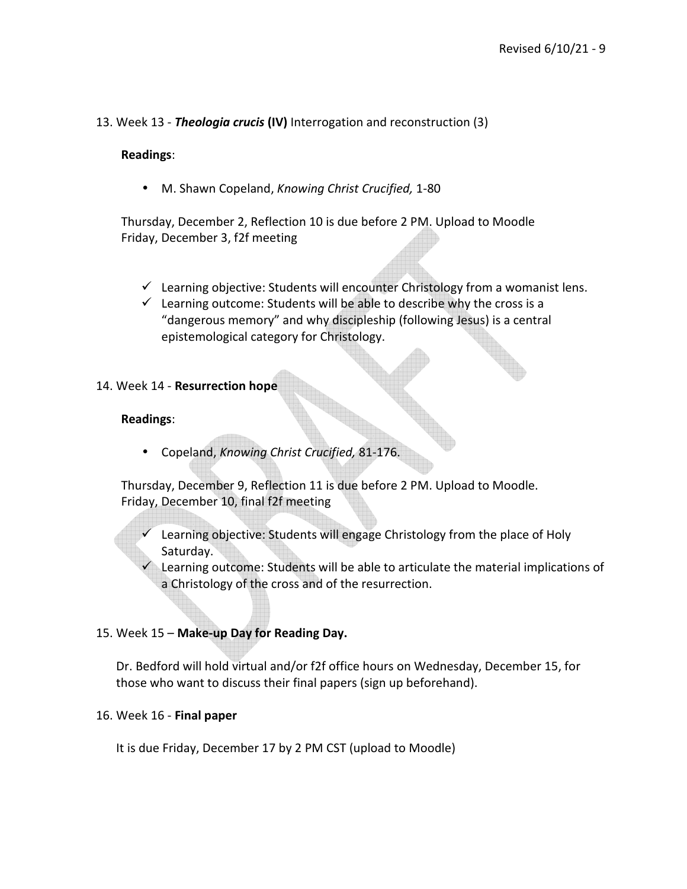13. Week 13 - ***Theologia crucis* (IV)** Interrogation and reconstruction (3)

   **Readings**:

   - M. Shawn Copeland, *Knowing Christ Crucified,* 1-80

   Thursday, December 2, Reflection 10 is due before 2 PM. Upload to Moodle
   Friday, December 3, f2f meeting

   - ✓ Learning objective: Students will encounter Christology from a womanist lens.
   - ✓ Learning outcome: Students will be able to describe why the cross is a "dangerous memory" and why discipleship (following Jesus) is a central epistemological category for Christology.

14. Week 14 - **Resurrection hope**

   **Readings**:

   - Copeland, *Knowing Christ Crucified,* 81-176.

   Thursday, December 9, Reflection 11 is due before 2 PM. Upload to Moodle.
   Friday, December 10, final f2f meeting

   - ✓ Learning objective: Students will engage Christology from the place of Holy Saturday.
   - ✓ Learning outcome: Students will be able to articulate the material implications of a Christology of the cross and of the resurrection.

15. Week 15 – **Make-up Day for Reading Day.**

   Dr. Bedford will hold virtual and/or f2f office hours on Wednesday, December 15, for those who want to discuss their final papers (sign up beforehand).

16. Week 16 - **Final paper**

   It is due Friday, December 17 by 2 PM CST (upload to Moodle)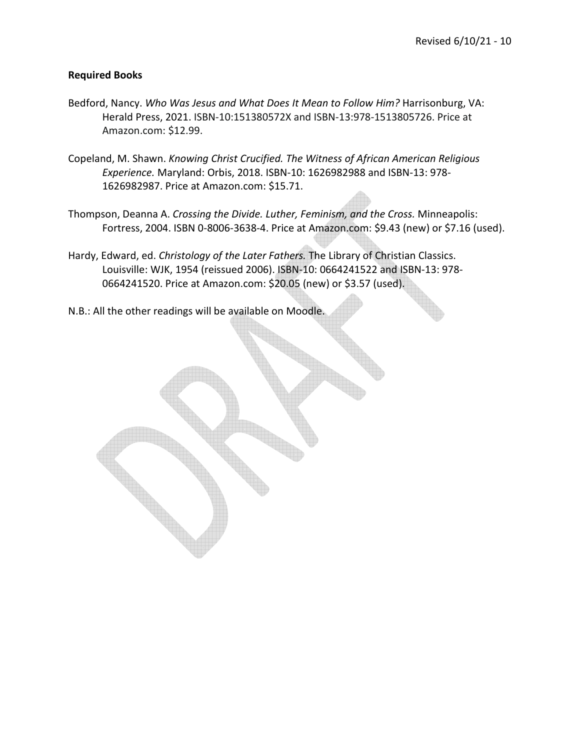**Required Books**

Bedford, Nancy. *Who Was Jesus and What Does It Mean to Follow Him?* Harrisonburg, VA: Herald Press, 2021. ISBN-10:151380572X and ISBN-13:978-1513805726. Price at Amazon.com: $12.99.

Copeland, M. Shawn. *Knowing Christ Crucified. The Witness of African American Religious Experience.* Maryland: Orbis, 2018. ISBN-10: 1626982988 and ISBN-13: 978-1626982987. Price at Amazon.com: $15.71.

Thompson, Deanna A. *Crossing the Divide. Luther, Feminism, and the Cross.* Minneapolis: Fortress, 2004. ISBN 0-8006-3638-4. Price at Amazon.com: $9.43 (new) or $7.16 (used).

Hardy, Edward, ed. *Christology of the Later Fathers.* The Library of Christian Classics. Louisville: WJK, 1954 (reissued 2006). ISBN-10: 0664241522 and ISBN-13: 978-0664241520. Price at Amazon.com: $20.05 (new) or $3.57 (used).

N.B.: All the other readings will be available on Moodle.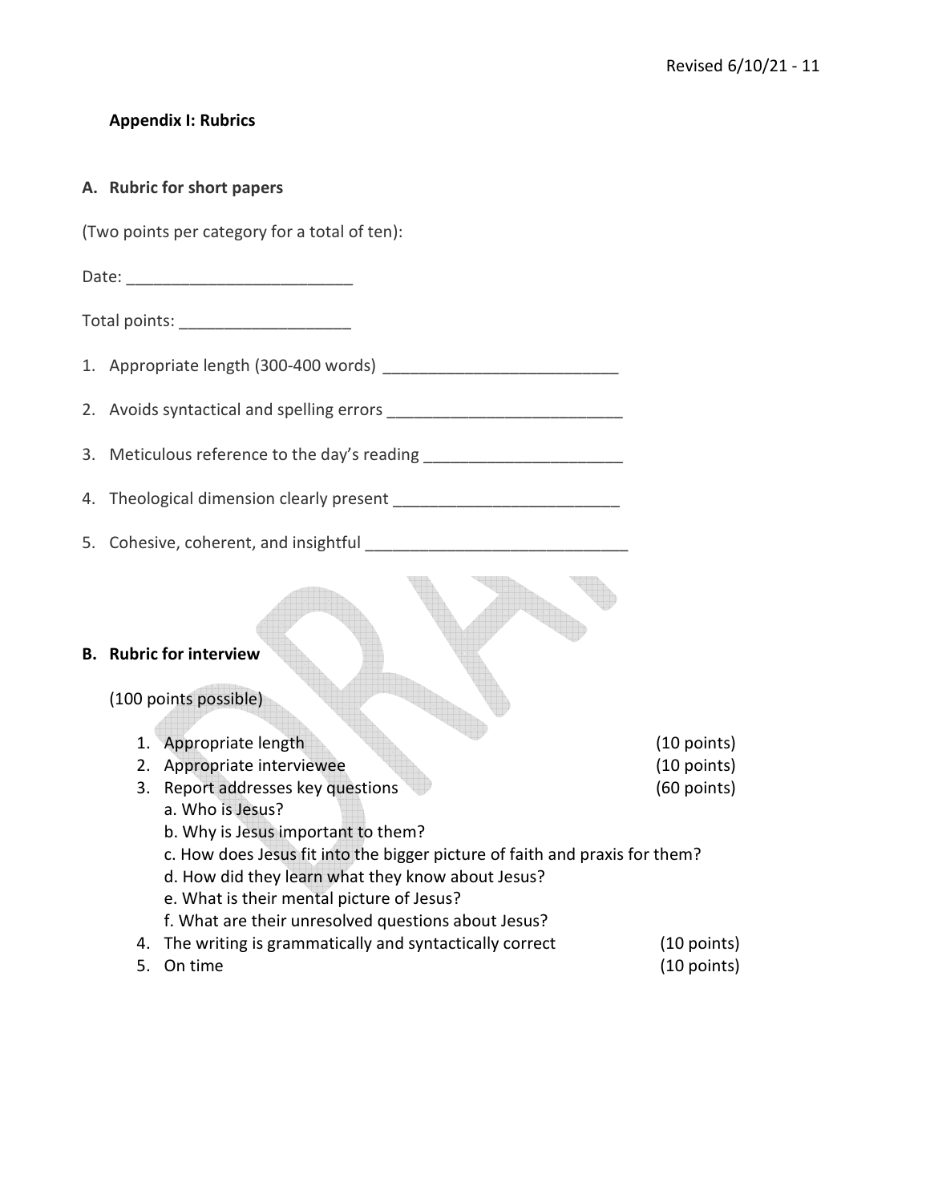## Appendix I: Rubrics

### A. Rubric for short papers

(Two points per category for a total of ten):

Date: _________________________

Total points: ___________________

1. Appropriate length (300-400 words) __________________________
2. Avoids syntactical and spelling errors __________________________
3. Meticulous reference to the day's reading ______________________
4. Theological dimension clearly present _________________________
5. Cohesive, coherent, and insightful _____________________________

### B. Rubric for interview

(100 points possible)

1. Appropriate length (10 points)
2. Appropriate interviewee (10 points)
3. Report addresses key questions (60 points)
   a. Who is Jesus?
   b. Why is Jesus important to them?
   c. How does Jesus fit into the bigger picture of faith and praxis for them?
   d. How did they learn what they know about Jesus?
   e. What is their mental picture of Jesus?
   f. What are their unresolved questions about Jesus?
4. The writing is grammatically and syntactically correct (10 points)
5. On time (10 points)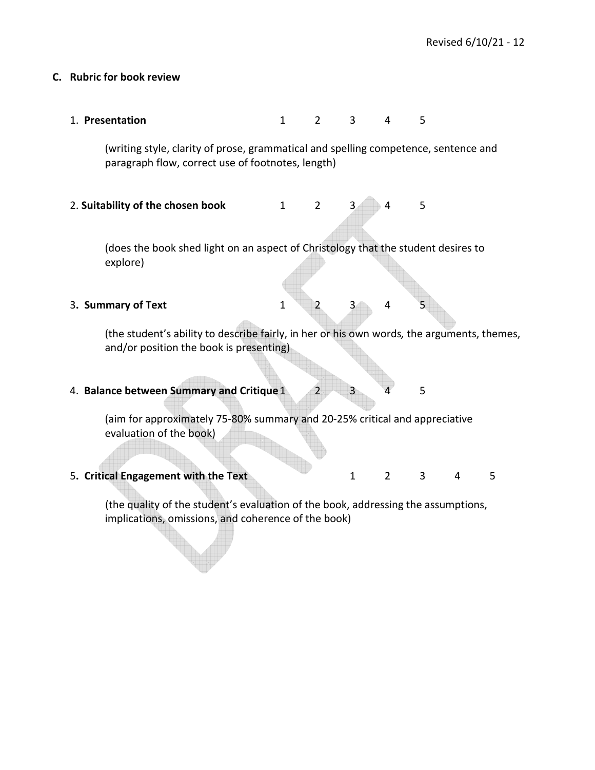## C. Rubric for book review

1. **Presentation** 1 2 3 4 5

   (writing style, clarity of prose, grammatical and spelling competence, sentence and paragraph flow, correct use of footnotes, length)

2. **Suitability of the chosen book** 1 2 3 4 5

   (does the book shed light on an aspect of Christology that the student desires to explore)

3. **Summary of Text** 1 2 3 4 5

   (the student's ability to describe fairly, in her or his own words, the arguments, themes, and/or position the book is presenting)

4. **Balance between Summary and Critique** 1 2 3 4 5

   (aim for approximately 75-80% summary and 20-25% critical and appreciative evaluation of the book)

5. **Critical Engagement with the Text** 1 2 3 4 5

   (the quality of the student's evaluation of the book, addressing the assumptions, implications, omissions, and coherence of the book)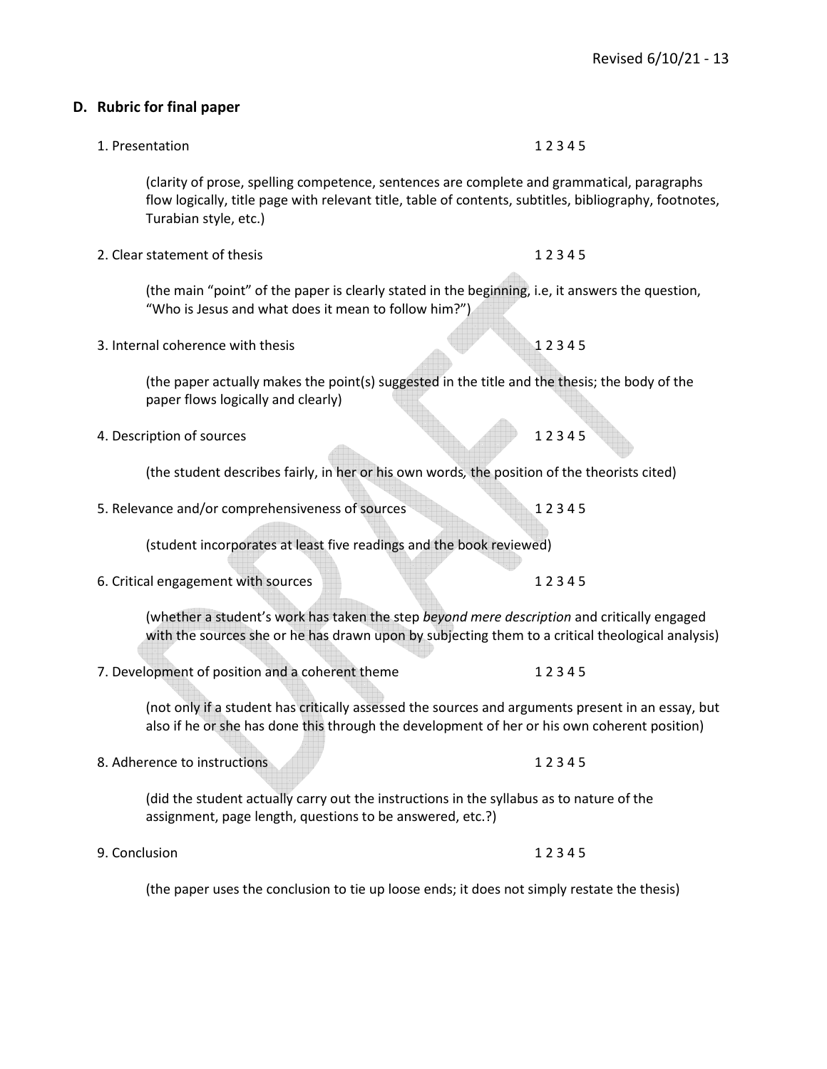## D. Rubric for final paper

1. Presentation 1 2 3 4 5

   (clarity of prose, spelling competence, sentences are complete and grammatical, paragraphs flow logically, title page with relevant title, table of contents, subtitles, bibliography, footnotes, Turabian style, etc.)

2. Clear statement of thesis 1 2 3 4 5

   (the main "point" of the paper is clearly stated in the beginning, i.e, it answers the question, "Who is Jesus and what does it mean to follow him?")

3. Internal coherence with thesis 1 2 3 4 5

   (the paper actually makes the point(s) suggested in the title and the thesis; the body of the paper flows logically and clearly)

4. Description of sources 1 2 3 4 5

   (the student describes fairly, in her or his own words, the position of the theorists cited)

5. Relevance and/or comprehensiveness of sources 1 2 3 4 5

   (student incorporates at least five readings and the book reviewed)

6. Critical engagement with sources 1 2 3 4 5

   (whether a student's work has taken the step *beyond mere description* and critically engaged with the sources she or he has drawn upon by subjecting them to a critical theological analysis)

7. Development of position and a coherent theme 1 2 3 4 5

   (not only if a student has critically assessed the sources and arguments present in an essay, but also if he or she has done this through the development of her or his own coherent position)

8. Adherence to instructions 1 2 3 4 5

   (did the student actually carry out the instructions in the syllabus as to nature of the assignment, page length, questions to be answered, etc.?)

9. Conclusion 1 2 3 4 5

   (the paper uses the conclusion to tie up loose ends; it does not simply restate the thesis)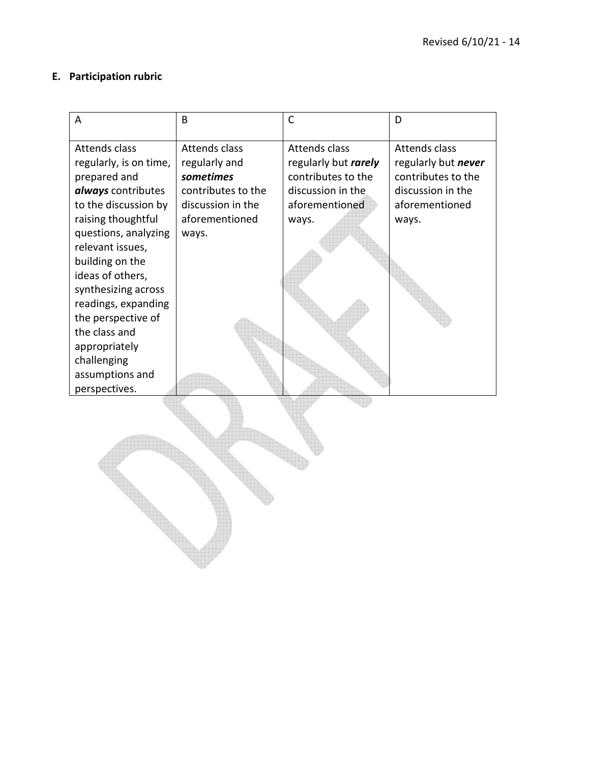## E. Participation rubric

| A | B | C | D |
| --- | --- | --- | --- |
| Attends class regularly, is on time, prepared and ***always*** contributes to the discussion by raising thoughtful questions, analyzing relevant issues, building on the ideas of others, synthesizing across readings, expanding the perspective of the class and appropriately challenging assumptions and perspectives. | Attends class regularly and ***sometimes*** contributes to the discussion in the aforementioned ways. | Attends class regularly but ***rarely*** contributes to the discussion in the aforementioned ways. | Attends class regularly but ***never*** contributes to the discussion in the aforementioned ways. |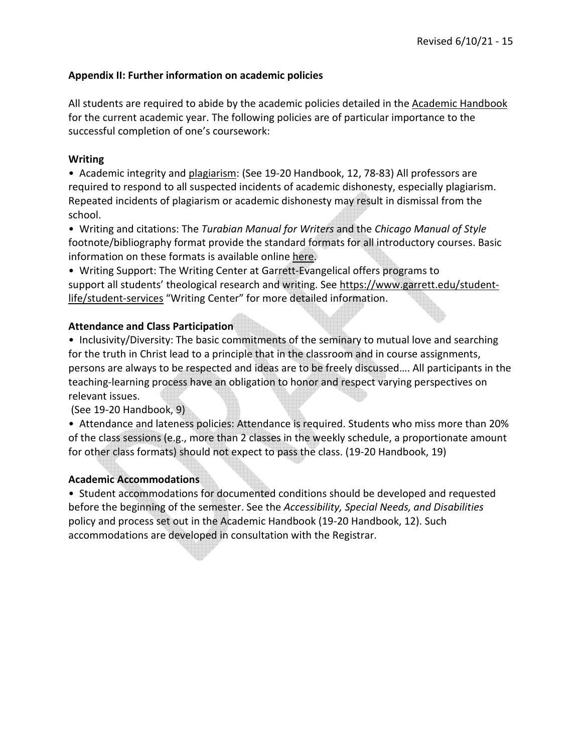## Appendix II: Further information on academic policies

All students are required to abide by the academic policies detailed in the Academic Handbook for the current academic year. The following policies are of particular importance to the successful completion of one's coursework:

### Writing

- Academic integrity and plagiarism: (See 19-20 Handbook, 12, 78-83) All professors are required to respond to all suspected incidents of academic dishonesty, especially plagiarism. Repeated incidents of plagiarism or academic dishonesty may result in dismissal from the school.
- Writing and citations: The *Turabian Manual for Writers* and the *Chicago Manual of Style* footnote/bibliography format provide the standard formats for all introductory courses. Basic information on these formats is available online here.
- Writing Support: The Writing Center at Garrett-Evangelical offers programs to support all students' theological research and writing. See https://www.garrett.edu/student-life/student-services "Writing Center" for more detailed information.

### Attendance and Class Participation

- Inclusivity/Diversity: The basic commitments of the seminary to mutual love and searching for the truth in Christ lead to a principle that in the classroom and in course assignments, persons are always to be respected and ideas are to be freely discussed…. All participants in the teaching-learning process have an obligation to honor and respect varying perspectives on relevant issues.
  (See 19-20 Handbook, 9)
- Attendance and lateness policies: Attendance is required. Students who miss more than 20% of the class sessions (e.g., more than 2 classes in the weekly schedule, a proportionate amount for other class formats) should not expect to pass the class. (19-20 Handbook, 19)

### Academic Accommodations

- Student accommodations for documented conditions should be developed and requested before the beginning of the semester. See the *Accessibility, Special Needs, and Disabilities* policy and process set out in the Academic Handbook (19-20 Handbook, 12). Such accommodations are developed in consultation with the Registrar.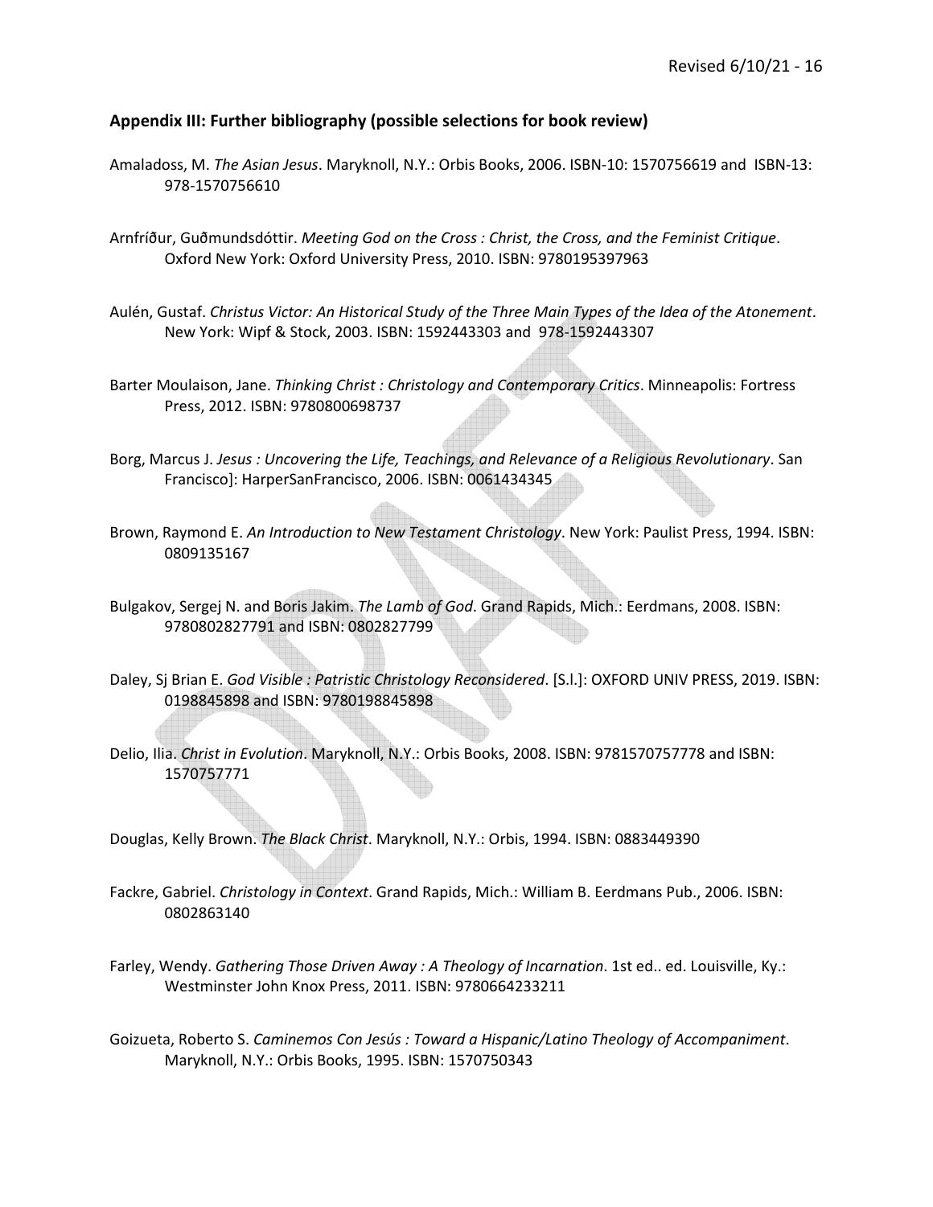## Appendix III: Further bibliography (possible selections for book review)

Amaladoss, M. *The Asian Jesus*. Maryknoll, N.Y.: Orbis Books, 2006. ISBN-10: 1570756619 and ISBN-13: 978-1570756610

Arnfríður, Guðmundsdóttir. *Meeting God on the Cross : Christ, the Cross, and the Feminist Critique*. Oxford New York: Oxford University Press, 2010. ISBN: 9780195397963

Aulén, Gustaf. *Christus Victor: An Historical Study of the Three Main Types of the Idea of the Atonement*. New York: Wipf & Stock, 2003. ISBN: 1592443303 and 978-1592443307

Barter Moulaison, Jane. *Thinking Christ : Christology and Contemporary Critics*. Minneapolis: Fortress Press, 2012. ISBN: 9780800698737

Borg, Marcus J. *Jesus : Uncovering the Life, Teachings, and Relevance of a Religious Revolutionary*. San Francisco]: HarperSanFrancisco, 2006. ISBN: 0061434345

Brown, Raymond E. *An Introduction to New Testament Christology*. New York: Paulist Press, 1994. ISBN: 0809135167

Bulgakov, Sergej N. and Boris Jakim. *The Lamb of God*. Grand Rapids, Mich.: Eerdmans, 2008. ISBN: 9780802827791 and ISBN: 0802827799

Daley, Sj Brian E. *God Visible : Patristic Christology Reconsidered*. [S.l.]: OXFORD UNIV PRESS, 2019. ISBN: 0198845898 and ISBN: 9780198845898

Delio, Ilia. *Christ in Evolution*. Maryknoll, N.Y.: Orbis Books, 2008. ISBN: 9781570757778 and ISBN: 1570757771

Douglas, Kelly Brown. *The Black Christ*. Maryknoll, N.Y.: Orbis, 1994. ISBN: 0883449390

Fackre, Gabriel. *Christology in Context*. Grand Rapids, Mich.: William B. Eerdmans Pub., 2006. ISBN: 0802863140

Farley, Wendy. *Gathering Those Driven Away : A Theology of Incarnation*. 1st ed.. ed. Louisville, Ky.: Westminster John Knox Press, 2011. ISBN: 9780664233211

Goizueta, Roberto S. *Caminemos Con Jesús : Toward a Hispanic/Latino Theology of Accompaniment*. Maryknoll, N.Y.: Orbis Books, 1995. ISBN: 1570750343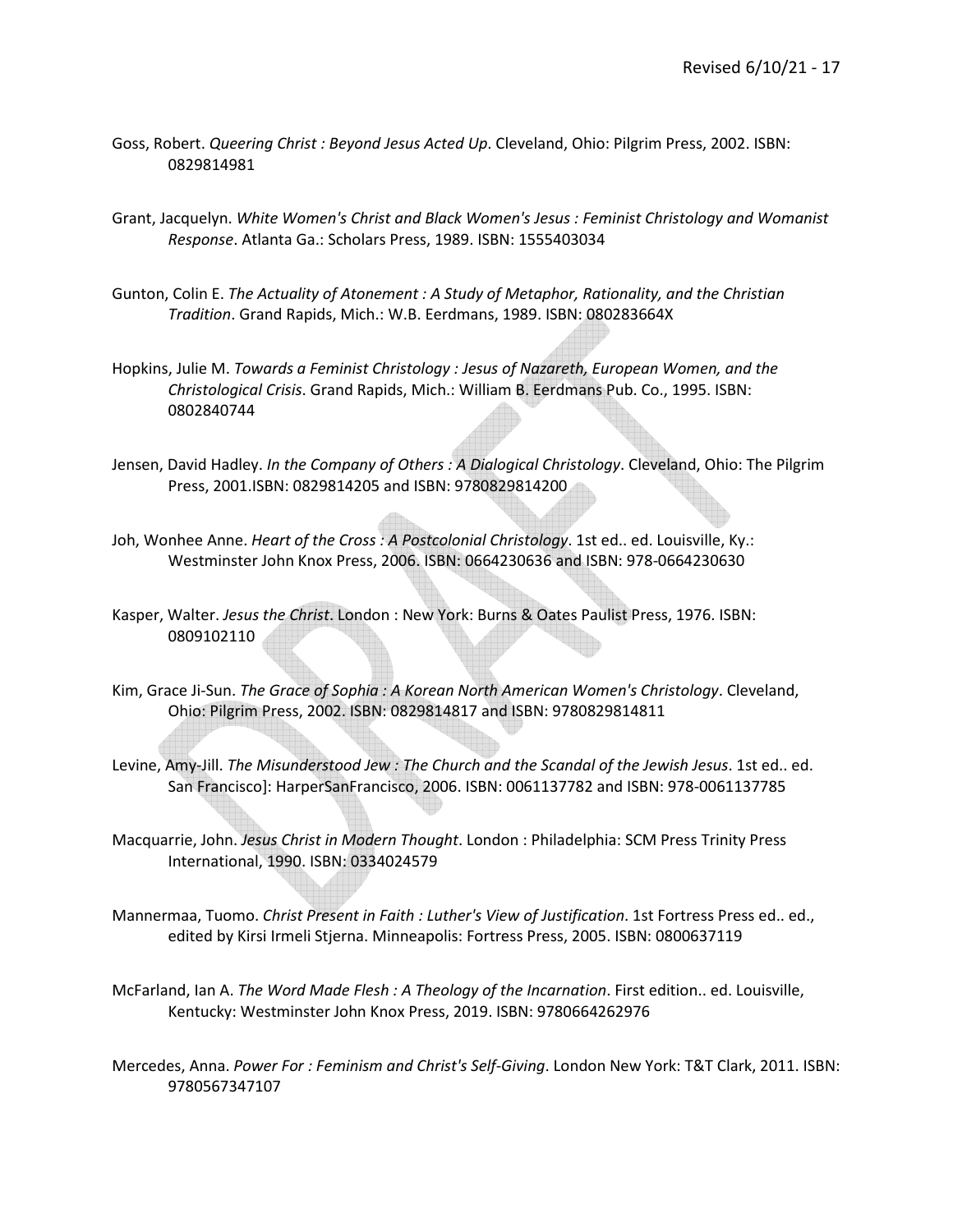Goss, Robert. *Queering Christ : Beyond Jesus Acted Up*. Cleveland, Ohio: Pilgrim Press, 2002. ISBN: 0829814981

Grant, Jacquelyn. *White Women's Christ and Black Women's Jesus : Feminist Christology and Womanist Response*. Atlanta Ga.: Scholars Press, 1989. ISBN: 1555403034

Gunton, Colin E. *The Actuality of Atonement : A Study of Metaphor, Rationality, and the Christian Tradition*. Grand Rapids, Mich.: W.B. Eerdmans, 1989. ISBN: 080283664X

Hopkins, Julie M. *Towards a Feminist Christology : Jesus of Nazareth, European Women, and the Christological Crisis*. Grand Rapids, Mich.: William B. Eerdmans Pub. Co., 1995. ISBN: 0802840744

Jensen, David Hadley. *In the Company of Others : A Dialogical Christology*. Cleveland, Ohio: The Pilgrim Press, 2001.ISBN: 0829814205 and ISBN: 9780829814200

Joh, Wonhee Anne. *Heart of the Cross : A Postcolonial Christology*. 1st ed.. ed. Louisville, Ky.: Westminster John Knox Press, 2006. ISBN: 0664230636 and ISBN: 978-0664230630

Kasper, Walter. *Jesus the Christ*. London : New York: Burns & Oates Paulist Press, 1976. ISBN: 0809102110

Kim, Grace Ji-Sun. *The Grace of Sophia : A Korean North American Women's Christology*. Cleveland, Ohio: Pilgrim Press, 2002. ISBN: 0829814817 and ISBN: 9780829814811

Levine, Amy-Jill. *The Misunderstood Jew : The Church and the Scandal of the Jewish Jesus*. 1st ed.. ed. San Francisco]: HarperSanFrancisco, 2006. ISBN: 0061137782 and ISBN: 978-0061137785

Macquarrie, John. *Jesus Christ in Modern Thought*. London : Philadelphia: SCM Press Trinity Press International, 1990. ISBN: 0334024579

Mannermaa, Tuomo. *Christ Present in Faith : Luther's View of Justification*. 1st Fortress Press ed.. ed., edited by Kirsi Irmeli Stjerna. Minneapolis: Fortress Press, 2005. ISBN: 0800637119

McFarland, Ian A. *The Word Made Flesh : A Theology of the Incarnation*. First edition.. ed. Louisville, Kentucky: Westminster John Knox Press, 2019. ISBN: 9780664262976

Mercedes, Anna. *Power For : Feminism and Christ's Self-Giving*. London New York: T&T Clark, 2011. ISBN: 9780567347107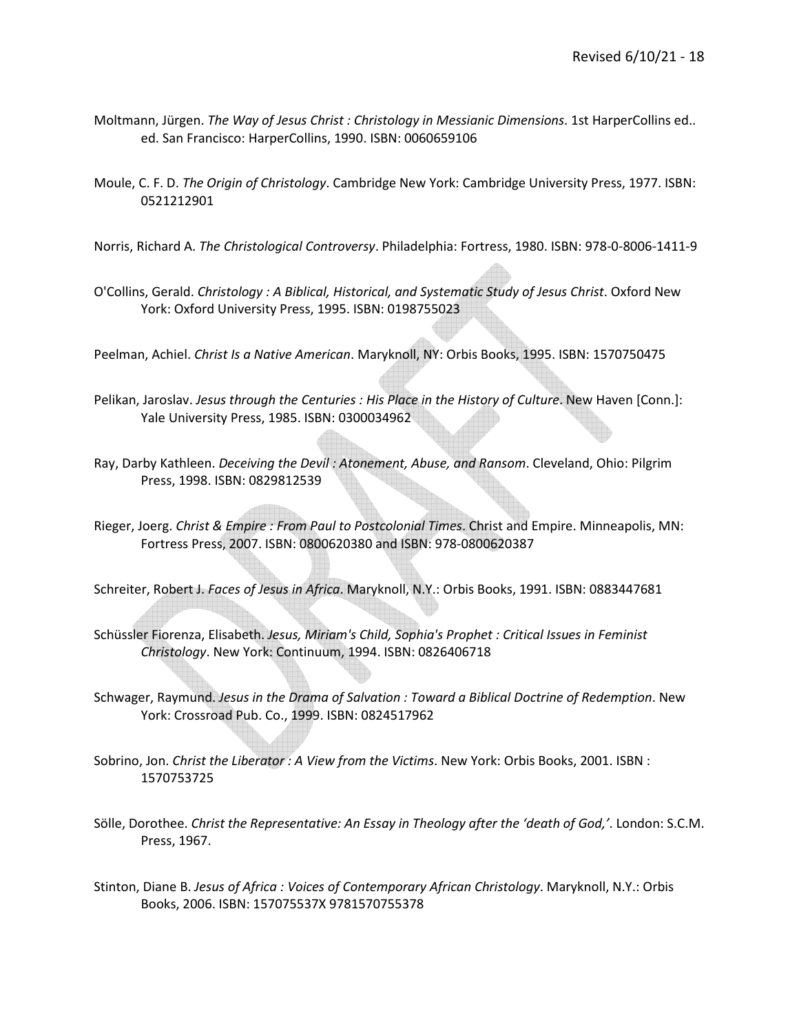Moltmann, Jürgen. *The Way of Jesus Christ : Christology in Messianic Dimensions*. 1st HarperCollins ed.. ed. San Francisco: HarperCollins, 1990. ISBN: 0060659106

Moule, C. F. D. *The Origin of Christology*. Cambridge New York: Cambridge University Press, 1977. ISBN: 0521212901

Norris, Richard A. *The Christological Controversy*. Philadelphia: Fortress, 1980. ISBN: 978-0-8006-1411-9

O'Collins, Gerald. *Christology : A Biblical, Historical, and Systematic Study of Jesus Christ*. Oxford New York: Oxford University Press, 1995. ISBN: 0198755023

Peelman, Achiel. *Christ Is a Native American*. Maryknoll, NY: Orbis Books, 1995. ISBN: 1570750475

Pelikan, Jaroslav. *Jesus through the Centuries : His Place in the History of Culture*. New Haven [Conn.]: Yale University Press, 1985. ISBN: 0300034962

Ray, Darby Kathleen. *Deceiving the Devil : Atonement, Abuse, and Ransom*. Cleveland, Ohio: Pilgrim Press, 1998. ISBN: 0829812539

Rieger, Joerg. *Christ & Empire : From Paul to Postcolonial Times*. Christ and Empire. Minneapolis, MN: Fortress Press, 2007. ISBN: 0800620380 and ISBN: 978-0800620387

Schreiter, Robert J. *Faces of Jesus in Africa*. Maryknoll, N.Y.: Orbis Books, 1991. ISBN: 0883447681

Schüssler Fiorenza, Elisabeth. *Jesus, Miriam's Child, Sophia's Prophet : Critical Issues in Feminist Christology*. New York: Continuum, 1994. ISBN: 0826406718

Schwager, Raymund. *Jesus in the Drama of Salvation : Toward a Biblical Doctrine of Redemption*. New York: Crossroad Pub. Co., 1999. ISBN: 0824517962

Sobrino, Jon. *Christ the Liberator : A View from the Victims*. New York: Orbis Books, 2001. ISBN : 1570753725

Sölle, Dorothee. *Christ the Representative: An Essay in Theology after the 'death of God,'*. London: S.C.M. Press, 1967.

Stinton, Diane B. *Jesus of Africa : Voices of Contemporary African Christology*. Maryknoll, N.Y.: Orbis Books, 2006. ISBN: 157075537X 9781570755378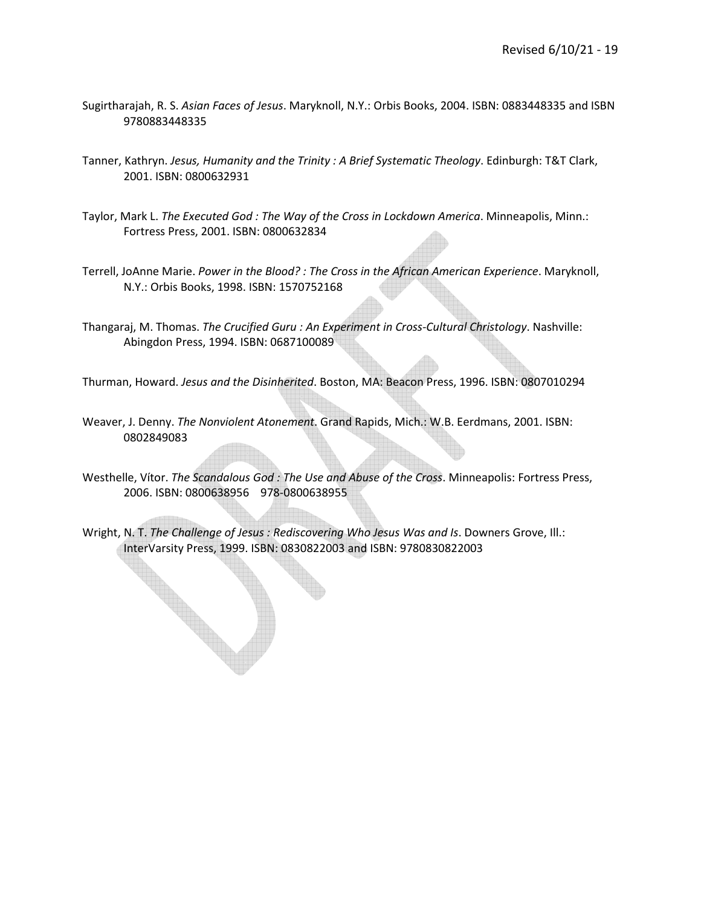Sugirtharajah, R. S. *Asian Faces of Jesus*. Maryknoll, N.Y.: Orbis Books, 2004. ISBN: 0883448335 and ISBN 9780883448335

Tanner, Kathryn. *Jesus, Humanity and the Trinity : A Brief Systematic Theology*. Edinburgh: T&T Clark, 2001. ISBN: 0800632931

Taylor, Mark L. *The Executed God : The Way of the Cross in Lockdown America*. Minneapolis, Minn.: Fortress Press, 2001. ISBN: 0800632834

Terrell, JoAnne Marie. *Power in the Blood? : The Cross in the African American Experience*. Maryknoll, N.Y.: Orbis Books, 1998. ISBN: 1570752168

Thangaraj, M. Thomas. *The Crucified Guru : An Experiment in Cross-Cultural Christology*. Nashville: Abingdon Press, 1994. ISBN: 0687100089

Thurman, Howard. *Jesus and the Disinherited*. Boston, MA: Beacon Press, 1996. ISBN: 0807010294

Weaver, J. Denny. *The Nonviolent Atonement*. Grand Rapids, Mich.: W.B. Eerdmans, 2001. ISBN: 0802849083

Westhelle, Vítor. *The Scandalous God : The Use and Abuse of the Cross*. Minneapolis: Fortress Press, 2006. ISBN: 0800638956 978-0800638955

Wright, N. T. *The Challenge of Jesus : Rediscovering Who Jesus Was and Is*. Downers Grove, Ill.: InterVarsity Press, 1999. ISBN: 0830822003 and ISBN: 9780830822003